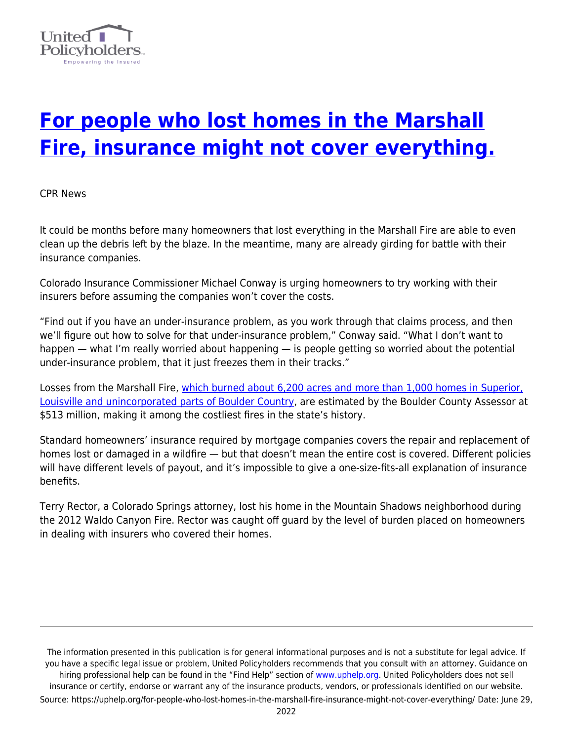# [For people who lost homes in the Marshall Fire, insurance might not cover everything.](https://uphelp.org/for-people-who-lost-homes-in-the-marshall-fire-insurance-might-not-cover-everything/)

CPR News

It could be months before many homeowners that lost everything in the Marshall Fire are able to even clean up the debris left by the blaze. In the meantime, many are already girding for battle with their insurance companies.

Colorado Insurance Commissioner Michael Conway is urging homeowners to try working with their insurers before assuming the companies won't cover the costs.

"Find out if you have an under-insurance problem, as you work through that claims process, and then we'll figure out how to solve for that under-insurance problem," Conway said. "What I don't want to happen — what I'm really worried about happening — is people getting so worried about the potential under-insurance problem, that it just freezes them in their tracks."

Losses from the Marshall Fire, which burned about 6,200 acres and more than 1,000 homes in Superior, Louisville and unincorporated parts of Boulder Country, are estimated by the Boulder County Assessor at $513 million, making it among the costliest fires in the state's history.

Standard homeowners' insurance required by mortgage companies covers the repair and replacement of homes lost or damaged in a wildfire — but that doesn't mean the entire cost is covered. Different policies will have different levels of payout, and it's impossible to give a one-size-fits-all explanation of insurance benefits.

Terry Rector, a Colorado Springs attorney, lost his home in the Mountain Shadows neighborhood during the 2012 Waldo Canyon Fire. Rector was caught off guard by the level of burden placed on homeowners in dealing with insurers who covered their homes.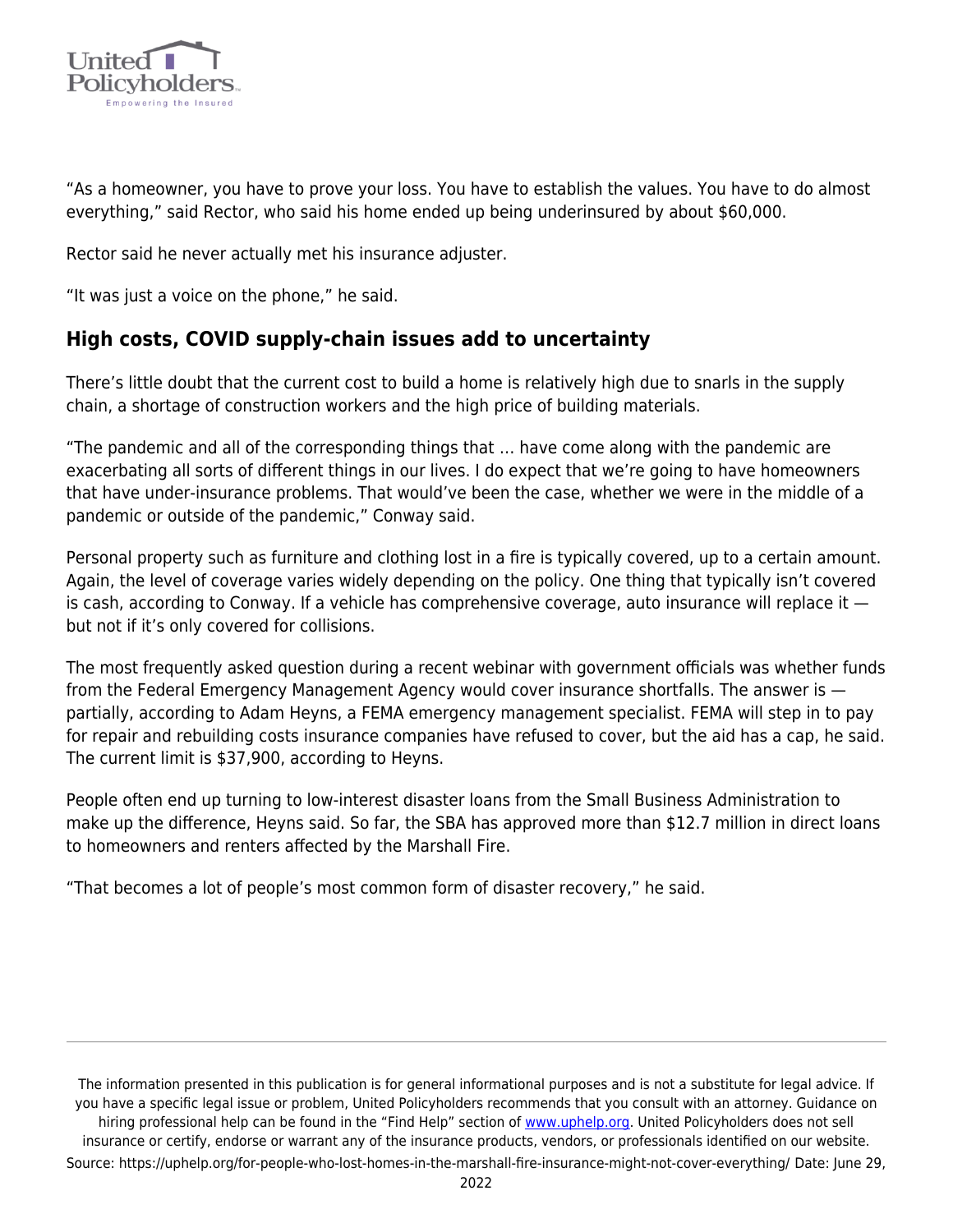"As a homeowner, you have to prove your loss. You have to establish the values. You have to do almost everything," said Rector, who said his home ended up being underinsured by about $60,000.

Rector said he never actually met his insurance adjuster.

"It was just a voice on the phone," he said.

## High costs, COVID supply-chain issues add to uncertainty

There's little doubt that the current cost to build a home is relatively high due to snarls in the supply chain, a shortage of construction workers and the high price of building materials.

"The pandemic and all of the corresponding things that … have come along with the pandemic are exacerbating all sorts of different things in our lives. I do expect that we're going to have homeowners that have under-insurance problems. That would've been the case, whether we were in the middle of a pandemic or outside of the pandemic," Conway said.

Personal property such as furniture and clothing lost in a fire is typically covered, up to a certain amount. Again, the level of coverage varies widely depending on the policy. One thing that typically isn't covered is cash, according to Conway. If a vehicle has comprehensive coverage, auto insurance will replace it — but not if it's only covered for collisions.

The most frequently asked question during a recent webinar with government officials was whether funds from the Federal Emergency Management Agency would cover insurance shortfalls. The answer is — partially, according to Adam Heyns, a FEMA emergency management specialist. FEMA will step in to pay for repair and rebuilding costs insurance companies have refused to cover, but the aid has a cap, he said. The current limit is $37,900, according to Heyns.

People often end up turning to low-interest disaster loans from the Small Business Administration to make up the difference, Heyns said. So far, the SBA has approved more than $12.7 million in direct loans to homeowners and renters affected by the Marshall Fire.

"That becomes a lot of people's most common form of disaster recovery," he said.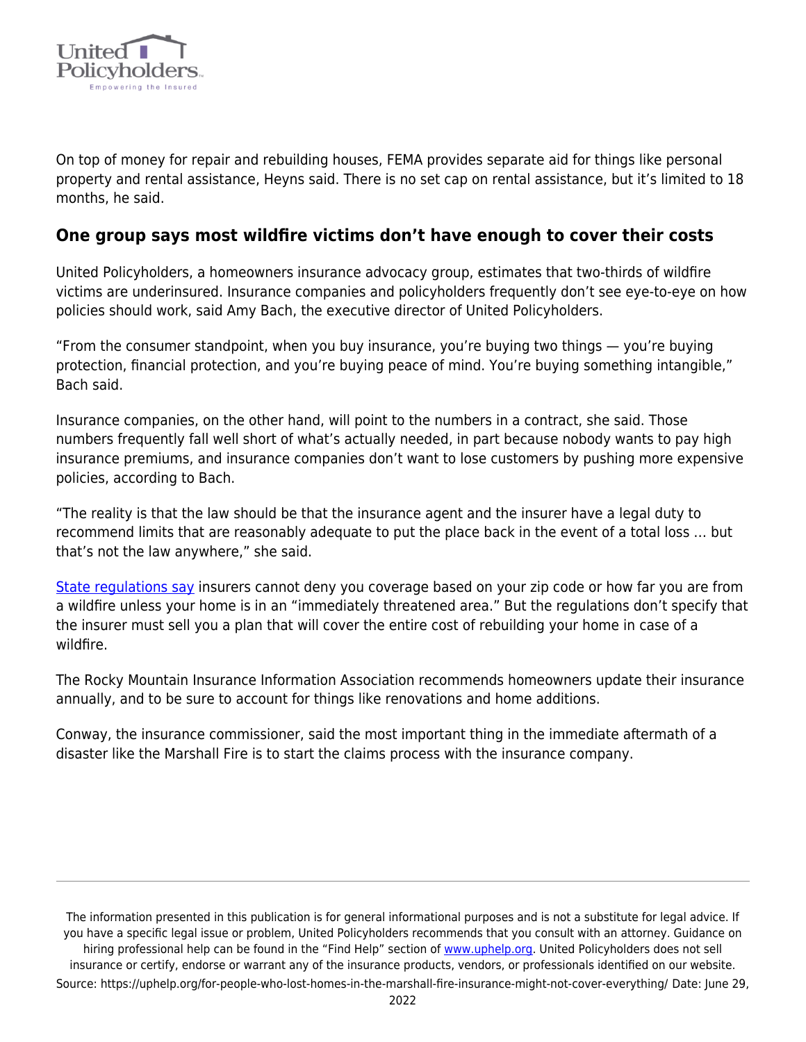On top of money for repair and rebuilding houses, FEMA provides separate aid for things like personal property and rental assistance, Heyns said. There is no set cap on rental assistance, but it's limited to 18 months, he said.

## One group says most wildfire victims don't have enough to cover their costs

United Policyholders, a homeowners insurance advocacy group, estimates that two-thirds of wildfire victims are underinsured. Insurance companies and policyholders frequently don't see eye-to-eye on how policies should work, said Amy Bach, the executive director of United Policyholders.

"From the consumer standpoint, when you buy insurance, you're buying two things — you're buying protection, financial protection, and you're buying peace of mind. You're buying something intangible," Bach said.

Insurance companies, on the other hand, will point to the numbers in a contract, she said. Those numbers frequently fall well short of what's actually needed, in part because nobody wants to pay high insurance premiums, and insurance companies don't want to lose customers by pushing more expensive policies, according to Bach.

"The reality is that the law should be that the insurance agent and the insurer have a legal duty to recommend limits that are reasonably adequate to put the place back in the event of a total loss … but that's not the law anywhere," she said.

State regulations say insurers cannot deny you coverage based on your zip code or how far you are from a wildfire unless your home is in an "immediately threatened area." But the regulations don't specify that the insurer must sell you a plan that will cover the entire cost of rebuilding your home in case of a wildfire.

The Rocky Mountain Insurance Information Association recommends homeowners update their insurance annually, and to be sure to account for things like renovations and home additions.

Conway, the insurance commissioner, said the most important thing in the immediate aftermath of a disaster like the Marshall Fire is to start the claims process with the insurance company.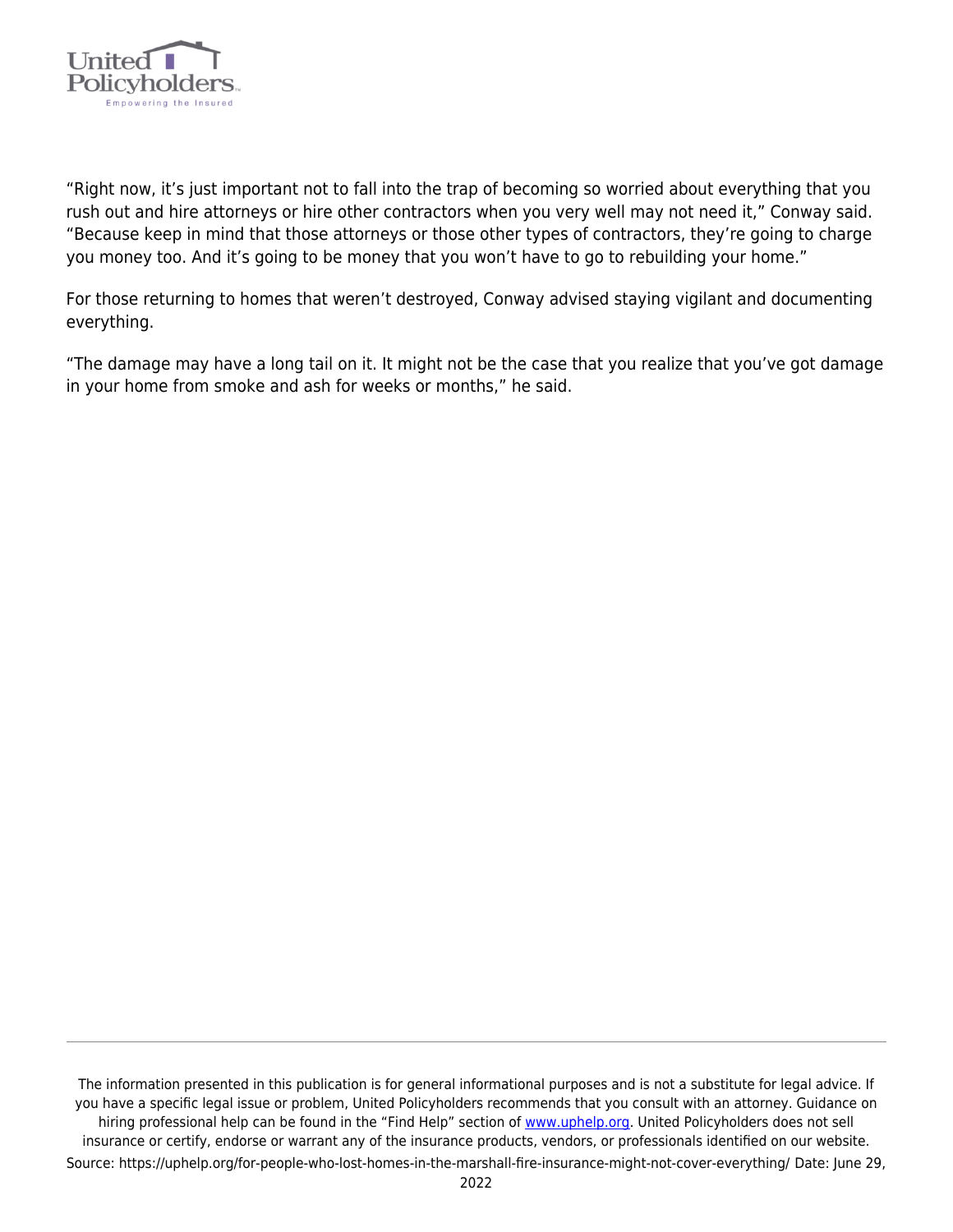"Right now, it's just important not to fall into the trap of becoming so worried about everything that you rush out and hire attorneys or hire other contractors when you very well may not need it," Conway said. "Because keep in mind that those attorneys or those other types of contractors, they're going to charge you money too. And it's going to be money that you won't have to go to rebuilding your home."

For those returning to homes that weren't destroyed, Conway advised staying vigilant and documenting everything.

"The damage may have a long tail on it. It might not be the case that you realize that you've got damage in your home from smoke and ash for weeks or months," he said.

---

The information presented in this publication is for general informational purposes and is not a substitute for legal advice. If you have a specific legal issue or problem, United Policyholders recommends that you consult with an attorney. Guidance on hiring professional help can be found in the "Find Help" section of [www.uphelp.org](http://www.uphelp.org). United Policyholders does not sell insurance or certify, endorse or warrant any of the insurance products, vendors, or professionals identified on our website.
Source: https://uphelp.org/for-people-who-lost-homes-in-the-marshall-fire-insurance-might-not-cover-everything/ Date: June 29, 2022